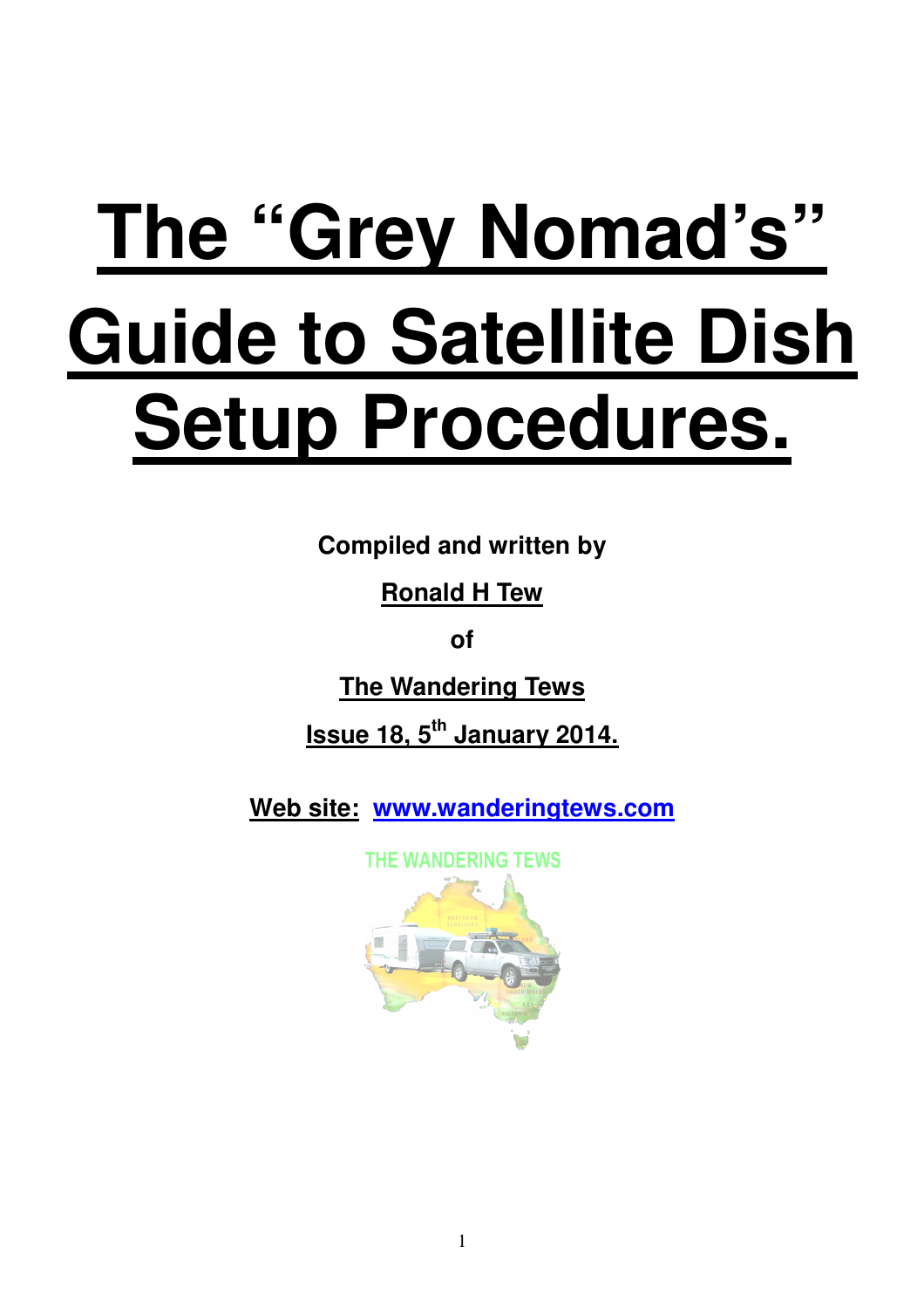# The "Grey Nomad's" Guide to Satellite Dish Setup Procedures.

**Compiled and written by**

**Ronald H Tew**

**of**

**The Wandering Tews**

**Issue 18, 5th January 2014.**

**Web site: www.wanderingtews.com**

THE WANDERING TEWS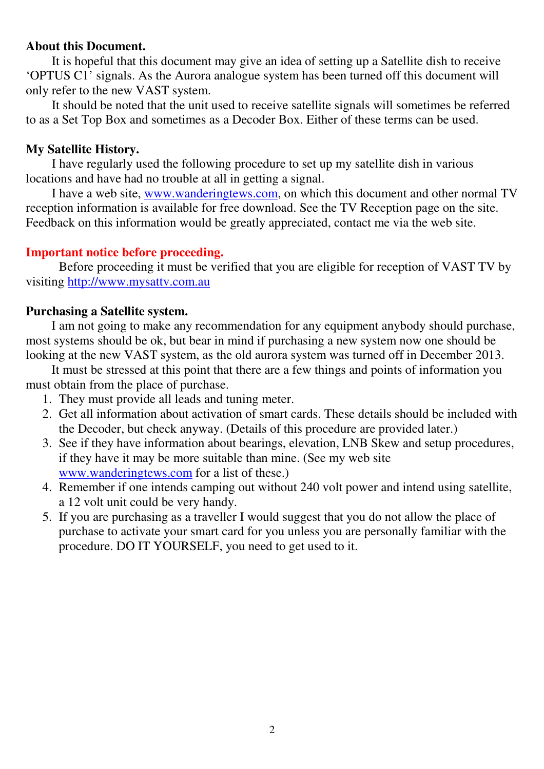## About this Document.

It is hopeful that this document may give an idea of setting up a Satellite dish to receive 'OPTUS C1' signals. As the Aurora analogue system has been turned off this document will only refer to the new VAST system.

It should be noted that the unit used to receive satellite signals will sometimes be referred to as a Set Top Box and sometimes as a Decoder Box. Either of these terms can be used.

## My Satellite History.

I have regularly used the following procedure to set up my satellite dish in various locations and have had no trouble at all in getting a signal.

I have a web site, www.wanderingtews.com, on which this document and other normal TV reception information is available for free download. See the TV Reception page on the site. Feedback on this information would be greatly appreciated, contact me via the web site.

## Important notice before proceeding.

Before proceeding it must be verified that you are eligible for reception of VAST TV by visiting http://www.mysattv.com.au

## Purchasing a Satellite system.

I am not going to make any recommendation for any equipment anybody should purchase, most systems should be ok, but bear in mind if purchasing a new system now one should be looking at the new VAST system, as the old aurora system was turned off in December 2013.

It must be stressed at this point that there are a few things and points of information you must obtain from the place of purchase.

1. They must provide all leads and tuning meter.
2. Get all information about activation of smart cards. These details should be included with the Decoder, but check anyway. (Details of this procedure are provided later.)
3. See if they have information about bearings, elevation, LNB Skew and setup procedures, if they have it may be more suitable than mine. (See my web site www.wanderingtews.com for a list of these.)
4. Remember if one intends camping out without 240 volt power and intend using satellite, a 12 volt unit could be very handy.
5. If you are purchasing as a traveller I would suggest that you do not allow the place of purchase to activate your smart card for you unless you are personally familiar with the procedure. DO IT YOURSELF, you need to get used to it.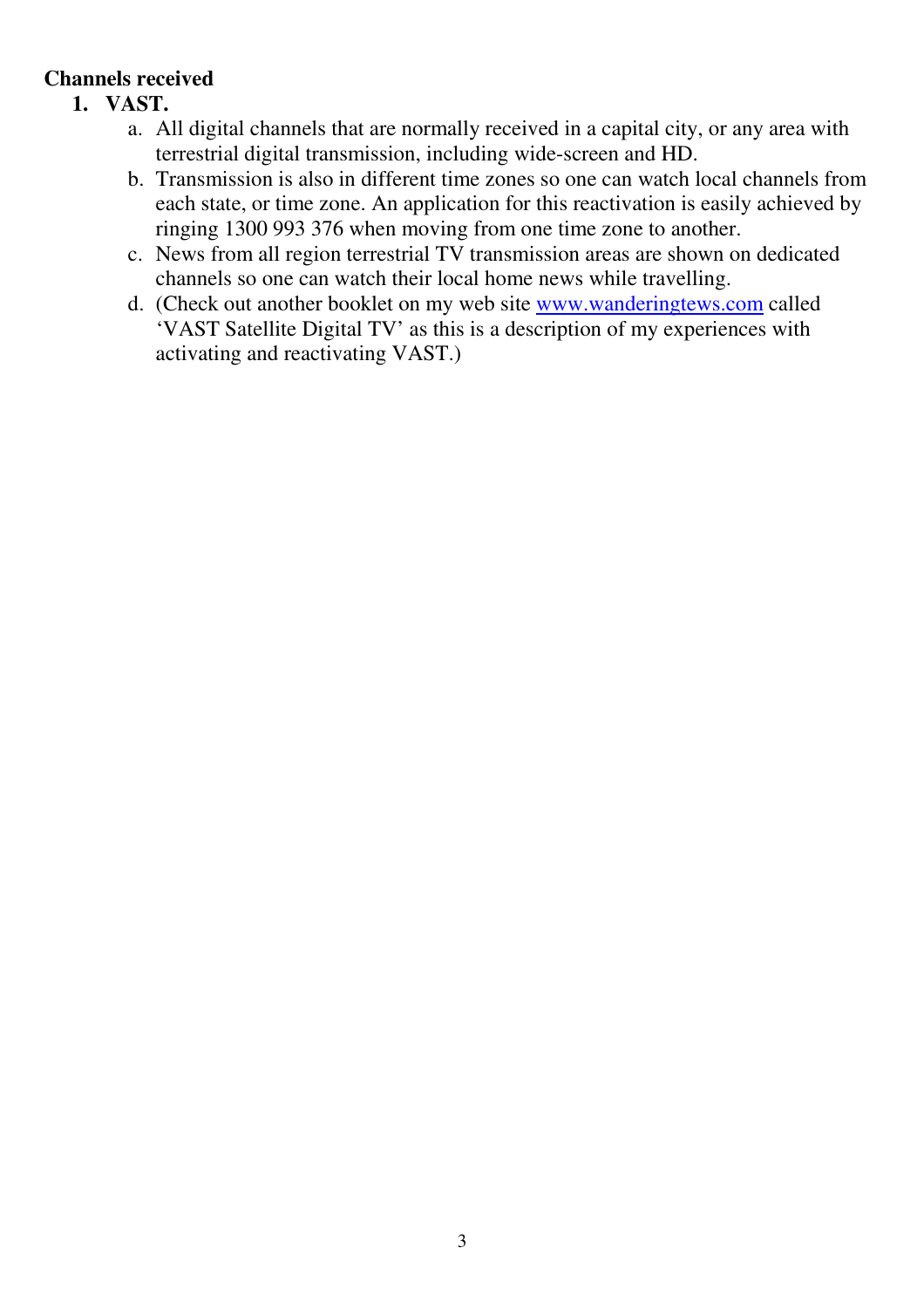**Channels received**

1. **VAST.**
    a. All digital channels that are normally received in a capital city, or any area with terrestrial digital transmission, including wide-screen and HD.
    b. Transmission is also in different time zones so one can watch local channels from each state, or time zone. An application for this reactivation is easily achieved by ringing 1300 993 376 when moving from one time zone to another.
    c. News from all region terrestrial TV transmission areas are shown on dedicated channels so one can watch their local home news while travelling.
    d. (Check out another booklet on my web site [www.wanderingtews.com](http://www.wanderingtews.com) called 'VAST Satellite Digital TV' as this is a description of my experiences with activating and reactivating VAST.)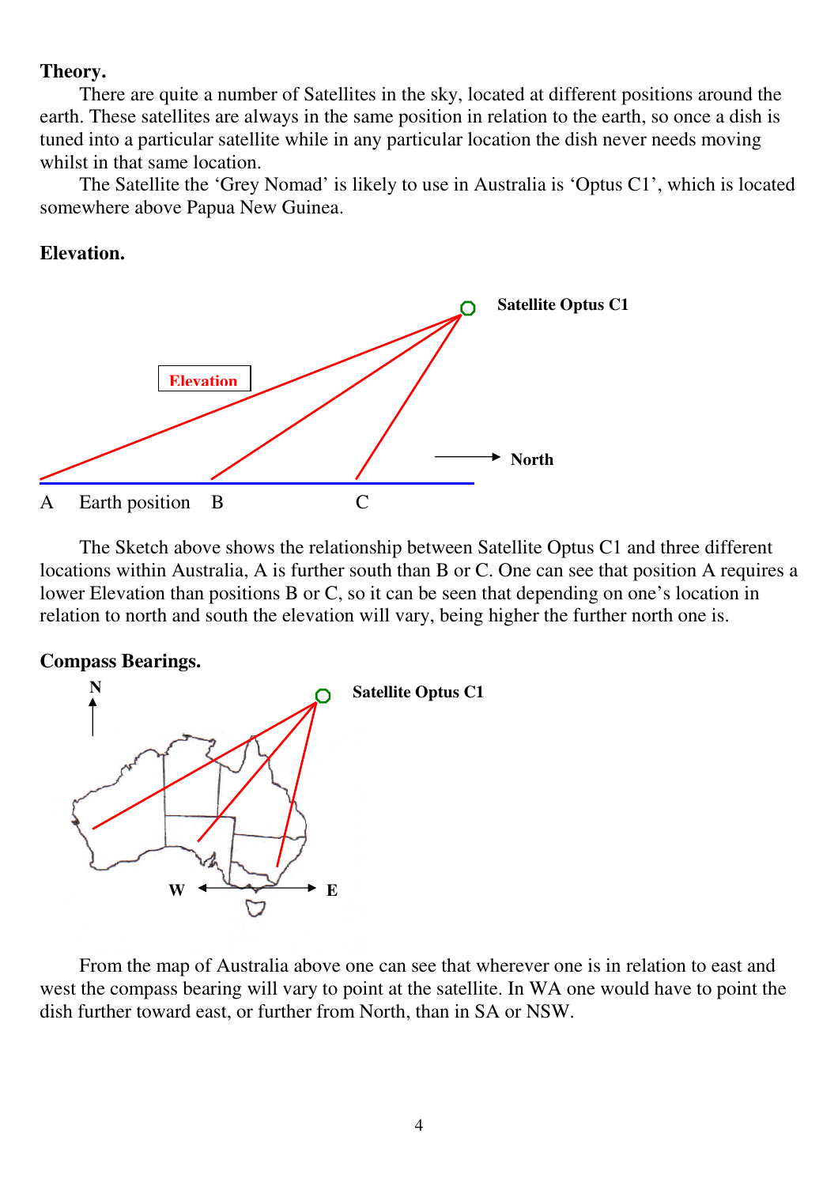**Theory.**

There are quite a number of Satellites in the sky, located at different positions around the earth. These satellites are always in the same position in relation to the earth, so once a dish is tuned into a particular satellite while in any particular location the dish never needs moving whilst in that same location.

The Satellite the 'Grey Nomad' is likely to use in Australia is 'Optus C1', which is located somewhere above Papua New Guinea.

**Elevation.**

The Sketch above shows the relationship between Satellite Optus C1 and three different locations within Australia, A is further south than B or C. One can see that position A requires a lower Elevation than positions B or C, so it can be seen that depending on one's location in relation to north and south the elevation will vary, being higher the further north one is.

**Compass Bearings.**

From the map of Australia above one can see that wherever one is in relation to east and west the compass bearing will vary to point at the satellite. In WA one would have to point the dish further toward east, or further from North, than in SA or NSW.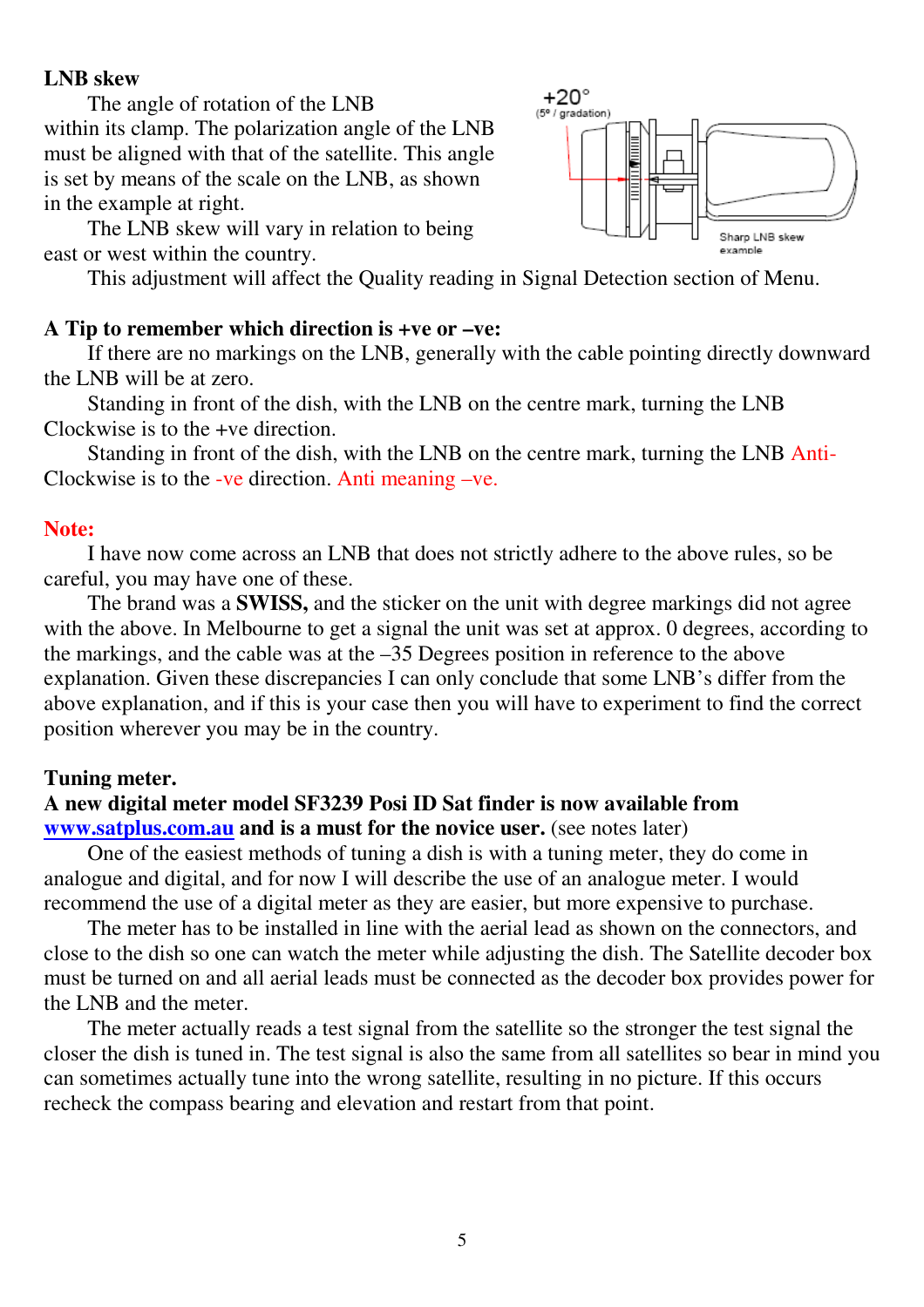**LNB skew**

The angle of rotation of the LNB within its clamp. The polarization angle of the LNB must be aligned with that of the satellite. This angle is set by means of the scale on the LNB, as shown in the example at right.

The LNB skew will vary in relation to being east or west within the country.

This adjustment will affect the Quality reading in Signal Detection section of Menu.

+20°
(5° / gradation)

Sharp LNB skew example

**A Tip to remember which direction is +ve or –ve:**

If there are no markings on the LNB, generally with the cable pointing directly downward the LNB will be at zero.

Standing in front of the dish, with the LNB on the centre mark, turning the LNB Clockwise is to the +ve direction.

Standing in front of the dish, with the LNB on the centre mark, turning the LNB Anti-Clockwise is to the -ve direction. Anti meaning –ve.

**Note:**

I have now come across an LNB that does not strictly adhere to the above rules, so be careful, you may have one of these.

The brand was a **SWISS,** and the sticker on the unit with degree markings did not agree with the above. In Melbourne to get a signal the unit was set at approx. 0 degrees, according to the markings, and the cable was at the –35 Degrees position in reference to the above explanation. Given these discrepancies I can only conclude that some LNB's differ from the above explanation, and if this is your case then you will have to experiment to find the correct position wherever you may be in the country.

**Tuning meter.**

**A new digital meter model SF3239 Posi ID Sat finder is now available from www.satplus.com.au and is a must for the novice user.** (see notes later)

One of the easiest methods of tuning a dish is with a tuning meter, they do come in analogue and digital, and for now I will describe the use of an analogue meter. I would recommend the use of a digital meter as they are easier, but more expensive to purchase.

The meter has to be installed in line with the aerial lead as shown on the connectors, and close to the dish so one can watch the meter while adjusting the dish. The Satellite decoder box must be turned on and all aerial leads must be connected as the decoder box provides power for the LNB and the meter.

The meter actually reads a test signal from the satellite so the stronger the test signal the closer the dish is tuned in. The test signal is also the same from all satellites so bear in mind you can sometimes actually tune into the wrong satellite, resulting in no picture. If this occurs recheck the compass bearing and elevation and restart from that point.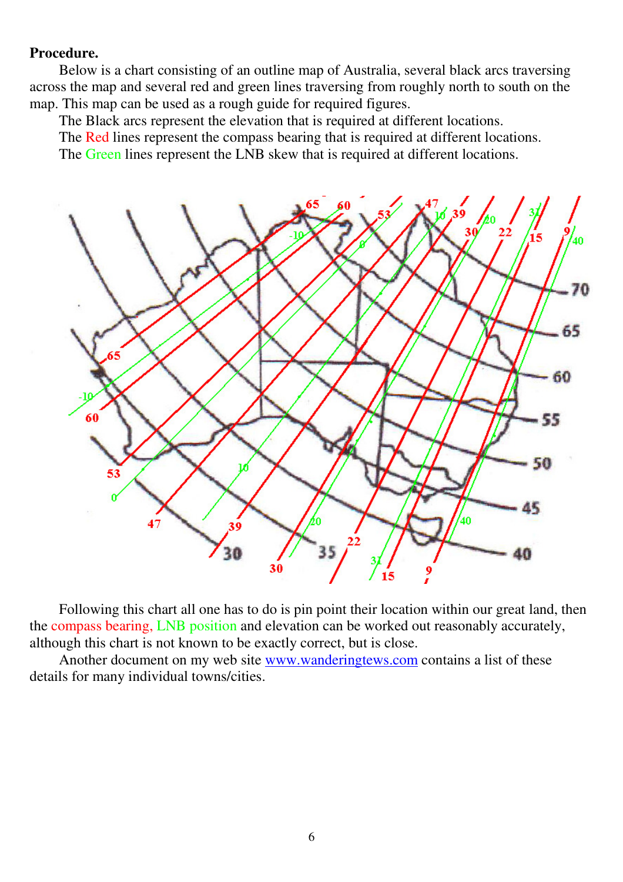**Procedure.**

Below is a chart consisting of an outline map of Australia, several black arcs traversing across the map and several red and green lines traversing from roughly north to south on the map. This map can be used as a rough guide for required figures.

The Black arcs represent the elevation that is required at different locations.

The Red lines represent the compass bearing that is required at different locations.

The Green lines represent the LNB skew that is required at different locations.

Following this chart all one has to do is pin point their location within our great land, then the compass bearing, LNB position and elevation can be worked out reasonably accurately, although this chart is not known to be exactly correct, but is close.

Another document on my web site www.wanderingtews.com contains a list of these details for many individual towns/cities.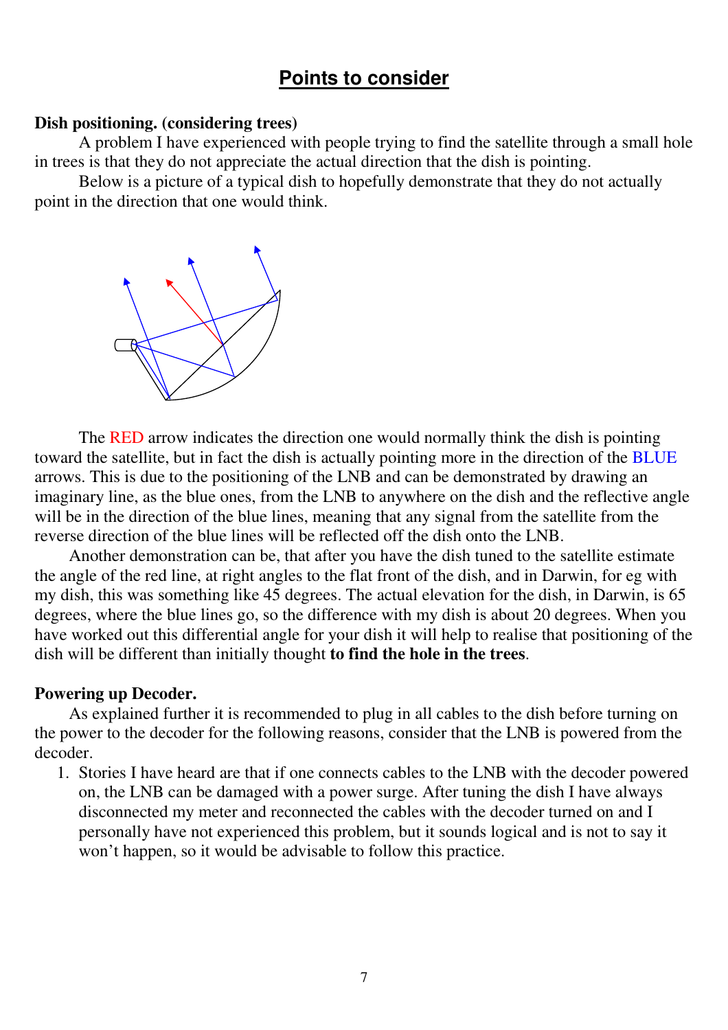## Points to consider

**Dish positioning. (considering trees)**

A problem I have experienced with people trying to find the satellite through a small hole in trees is that they do not appreciate the actual direction that the dish is pointing.

Below is a picture of a typical dish to hopefully demonstrate that they do not actually point in the direction that one would think.

The RED arrow indicates the direction one would normally think the dish is pointing toward the satellite, but in fact the dish is actually pointing more in the direction of the BLUE arrows. This is due to the positioning of the LNB and can be demonstrated by drawing an imaginary line, as the blue ones, from the LNB to anywhere on the dish and the reflective angle will be in the direction of the blue lines, meaning that any signal from the satellite from the reverse direction of the blue lines will be reflected off the dish onto the LNB.

Another demonstration can be, that after you have the dish tuned to the satellite estimate the angle of the red line, at right angles to the flat front of the dish, and in Darwin, for eg with my dish, this was something like 45 degrees. The actual elevation for the dish, in Darwin, is 65 degrees, where the blue lines go, so the difference with my dish is about 20 degrees. When you have worked out this differential angle for your dish it will help to realise that positioning of the dish will be different than initially thought **to find the hole in the trees**.

**Powering up Decoder.**

As explained further it is recommended to plug in all cables to the dish before turning on the power to the decoder for the following reasons, consider that the LNB is powered from the decoder.

1. Stories I have heard are that if one connects cables to the LNB with the decoder powered on, the LNB can be damaged with a power surge. After tuning the dish I have always disconnected my meter and reconnected the cables with the decoder turned on and I personally have not experienced this problem, but it sounds logical and is not to say it won't happen, so it would be advisable to follow this practice.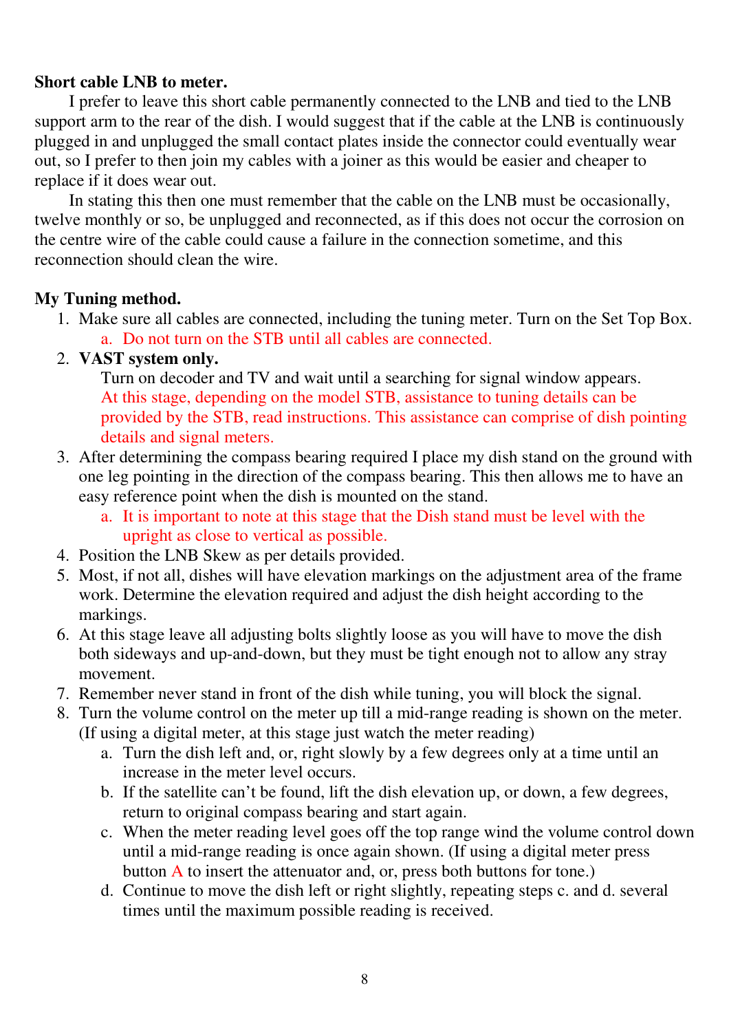**Short cable LNB to meter.**

I prefer to leave this short cable permanently connected to the LNB and tied to the LNB support arm to the rear of the dish. I would suggest that if the cable at the LNB is continuously plugged in and unplugged the small contact plates inside the connector could eventually wear out, so I prefer to then join my cables with a joiner as this would be easier and cheaper to replace if it does wear out.

In stating this then one must remember that the cable on the LNB must be occasionally, twelve monthly or so, be unplugged and reconnected, as if this does not occur the corrosion on the centre wire of the cable could cause a failure in the connection sometime, and this reconnection should clean the wire.

**My Tuning method.**

1. Make sure all cables are connected, including the tuning meter. Turn on the Set Top Box.
   a. Do not turn on the STB until all cables are connected.
2. **VAST system only.**
   Turn on decoder and TV and wait until a searching for signal window appears. At this stage, depending on the model STB, assistance to tuning details can be provided by the STB, read instructions. This assistance can comprise of dish pointing details and signal meters.
3. After determining the compass bearing required I place my dish stand on the ground with one leg pointing in the direction of the compass bearing. This then allows me to have an easy reference point when the dish is mounted on the stand.
   a. It is important to note at this stage that the Dish stand must be level with the upright as close to vertical as possible.
4. Position the LNB Skew as per details provided.
5. Most, if not all, dishes will have elevation markings on the adjustment area of the frame work. Determine the elevation required and adjust the dish height according to the markings.
6. At this stage leave all adjusting bolts slightly loose as you will have to move the dish both sideways and up-and-down, but they must be tight enough not to allow any stray movement.
7. Remember never stand in front of the dish while tuning, you will block the signal.
8. Turn the volume control on the meter up till a mid-range reading is shown on the meter. (If using a digital meter, at this stage just watch the meter reading)
   a. Turn the dish left and, or, right slowly by a few degrees only at a time until an increase in the meter level occurs.
   b. If the satellite can't be found, lift the dish elevation up, or down, a few degrees, return to original compass bearing and start again.
   c. When the meter reading level goes off the top range wind the volume control down until a mid-range reading is once again shown. (If using a digital meter press button A to insert the attenuator and, or, press both buttons for tone.)
   d. Continue to move the dish left or right slightly, repeating steps c. and d. several times until the maximum possible reading is received.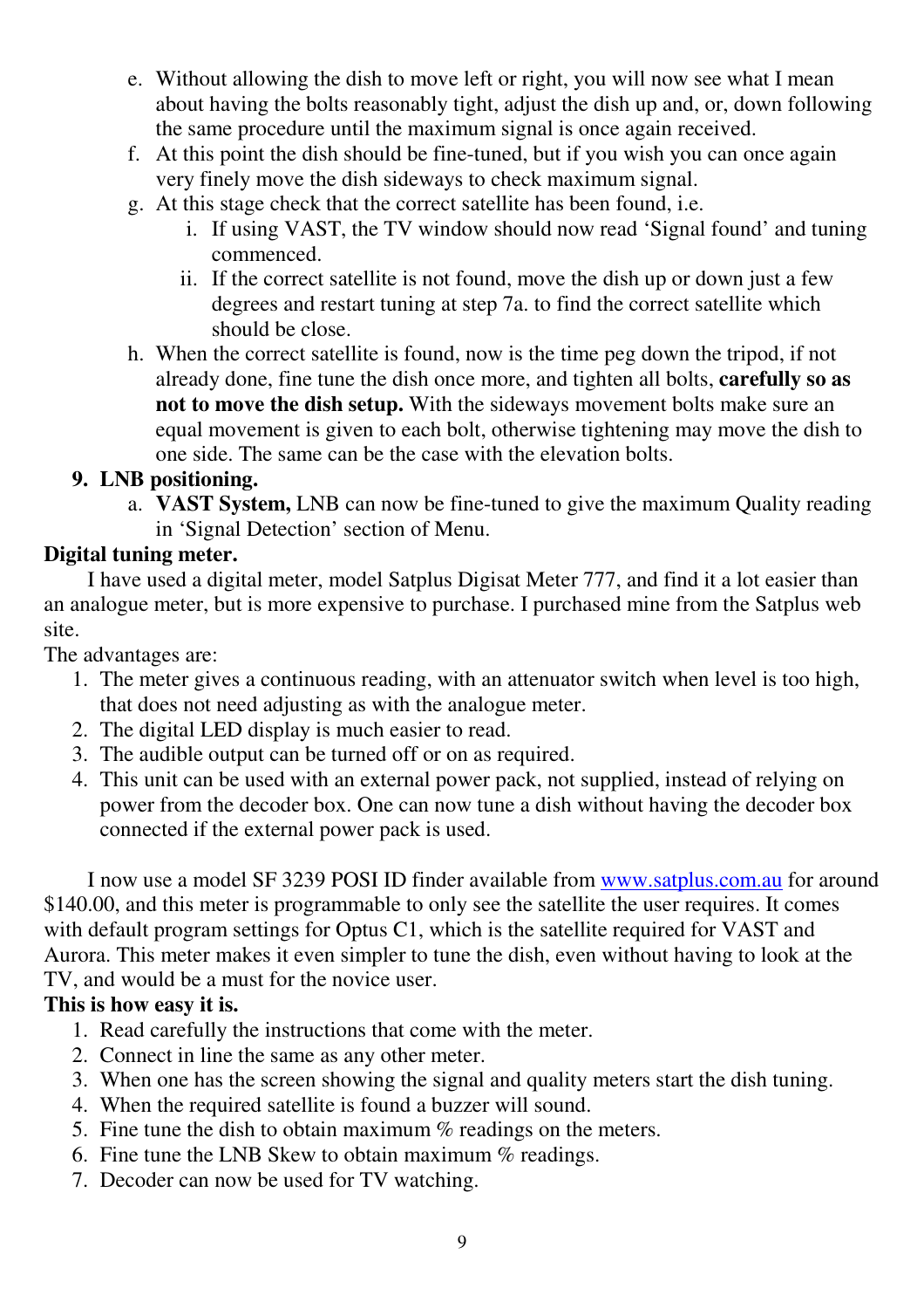e. Without allowing the dish to move left or right, you will now see what I mean about having the bolts reasonably tight, adjust the dish up and, or, down following the same procedure until the maximum signal is once again received.
f. At this point the dish should be fine-tuned, but if you wish you can once again very finely move the dish sideways to check maximum signal.
g. At this stage check that the correct satellite has been found, i.e.
   i. If using VAST, the TV window should now read 'Signal found' and tuning commenced.
   ii. If the correct satellite is not found, move the dish up or down just a few degrees and restart tuning at step 7a. to find the correct satellite which should be close.
h. When the correct satellite is found, now is the time peg down the tripod, if not already done, fine tune the dish once more, and tighten all bolts, **carefully so as not to move the dish setup.** With the sideways movement bolts make sure an equal movement is given to each bolt, otherwise tightening may move the dish to one side. The same can be the case with the elevation bolts.

9. **LNB positioning.**
   a. **VAST System,** LNB can now be fine-tuned to give the maximum Quality reading in 'Signal Detection' section of Menu.

**Digital tuning meter.**

I have used a digital meter, model Satplus Digisat Meter 777, and find it a lot easier than an analogue meter, but is more expensive to purchase. I purchased mine from the Satplus web site.

The advantages are:

1. The meter gives a continuous reading, with an attenuator switch when level is too high, that does not need adjusting as with the analogue meter.
2. The digital LED display is much easier to read.
3. The audible output can be turned off or on as required.
4. This unit can be used with an external power pack, not supplied, instead of relying on power from the decoder box. One can now tune a dish without having the decoder box connected if the external power pack is used.

I now use a model SF 3239 POSI ID finder available from www.satplus.com.au for around $140.00, and this meter is programmable to only see the satellite the user requires. It comes with default program settings for Optus C1, which is the satellite required for VAST and Aurora. This meter makes it even simpler to tune the dish, even without having to look at the TV, and would be a must for the novice user.

**This is how easy it is.**

1. Read carefully the instructions that come with the meter.
2. Connect in line the same as any other meter.
3. When one has the screen showing the signal and quality meters start the dish tuning.
4. When the required satellite is found a buzzer will sound.
5. Fine tune the dish to obtain maximum % readings on the meters.
6. Fine tune the LNB Skew to obtain maximum % readings.
7. Decoder can now be used for TV watching.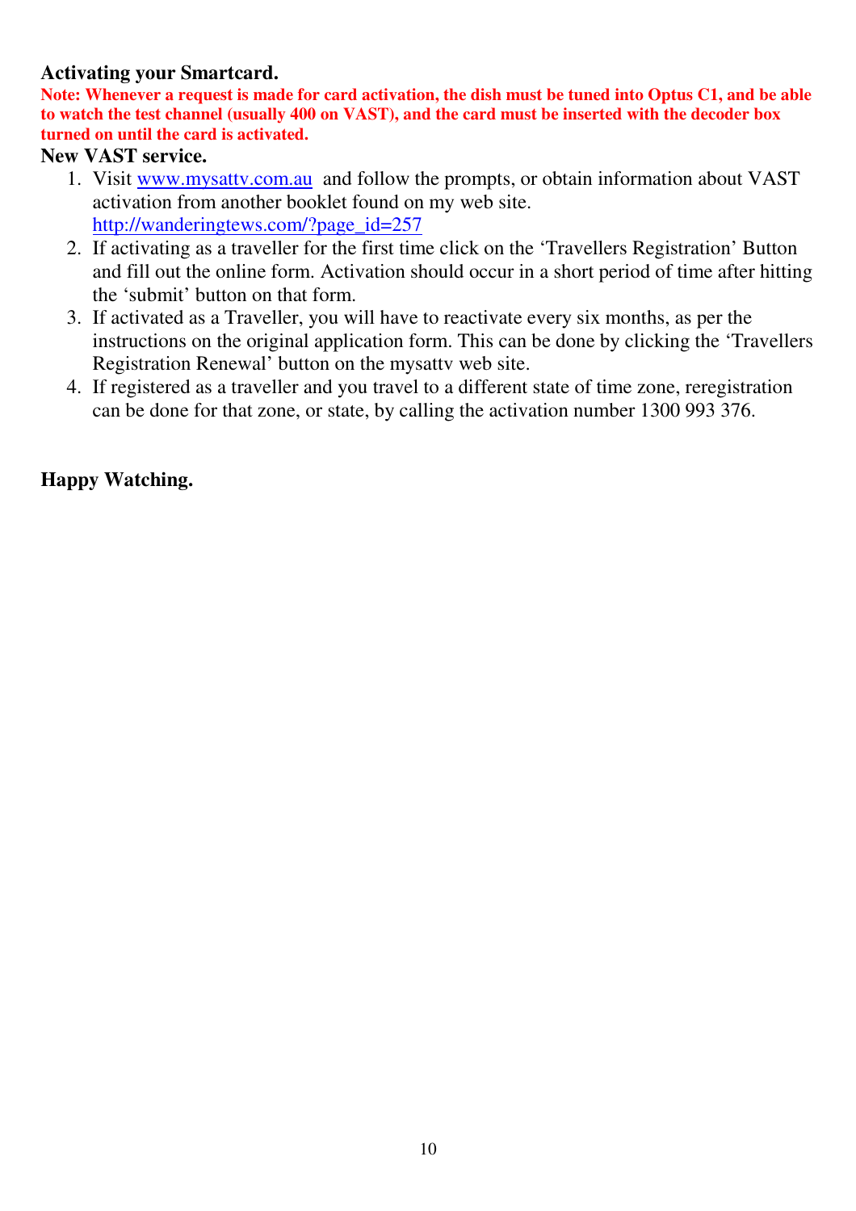**Activating your Smartcard.**

**Note: Whenever a request is made for card activation, the dish must be tuned into Optus C1, and be able to watch the test channel (usually 400 on VAST), and the card must be inserted with the decoder box turned on until the card is activated.**

**New VAST service.**

1. Visit www.mysattv.com.au and follow the prompts, or obtain information about VAST activation from another booklet found on my web site. http://wanderingtews.com/?page_id=257
2. If activating as a traveller for the first time click on the 'Travellers Registration' Button and fill out the online form. Activation should occur in a short period of time after hitting the 'submit' button on that form.
3. If activated as a Traveller, you will have to reactivate every six months, as per the instructions on the original application form. This can be done by clicking the 'Travellers Registration Renewal' button on the mysattv web site.
4. If registered as a traveller and you travel to a different state of time zone, reregistration can be done for that zone, or state, by calling the activation number 1300 993 376.

**Happy Watching.**